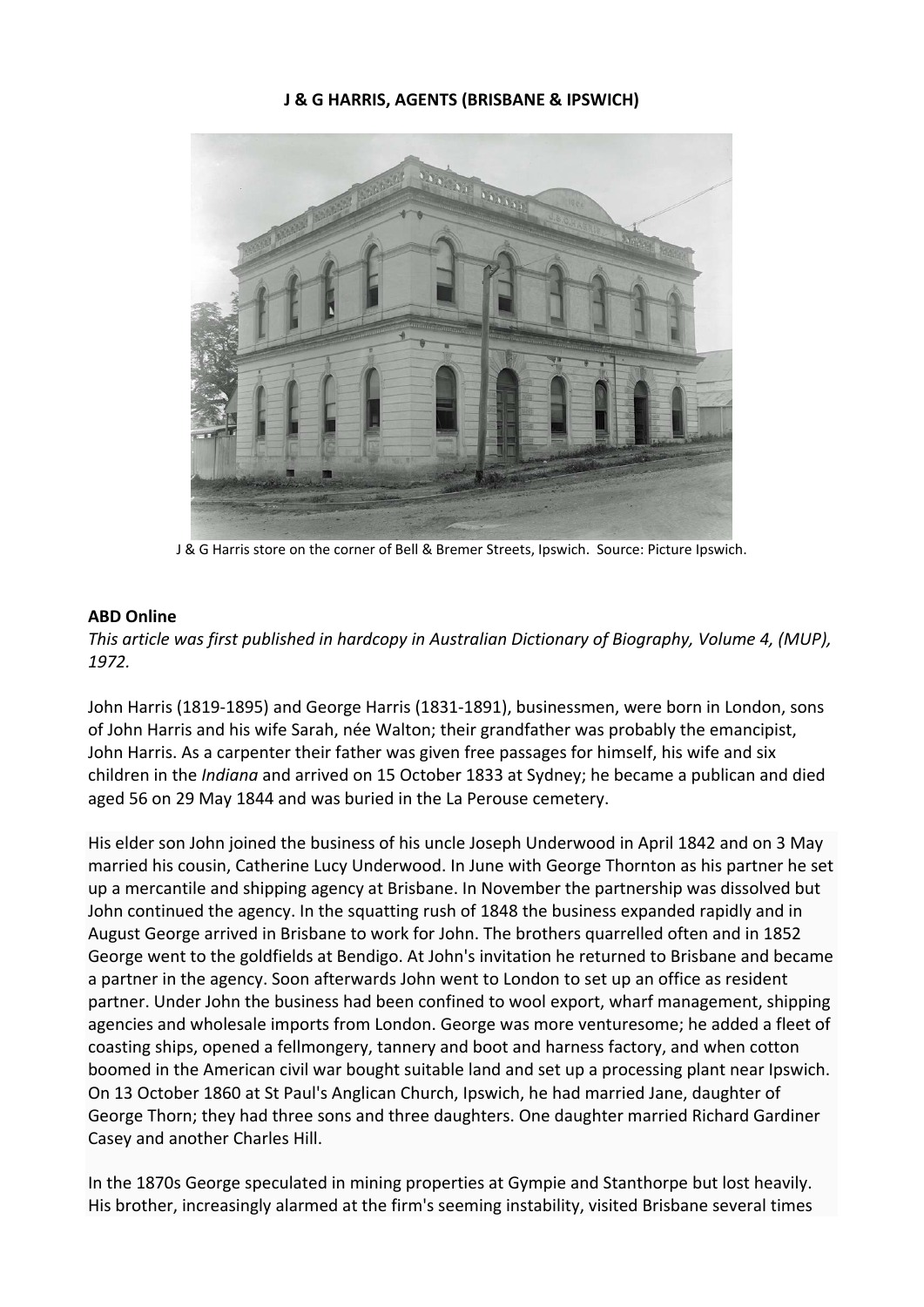**J & G HARRIS, AGENTS (BRISBANE & IPSWICH)**

J & G Harris store on the corner of Bell & Bremer Streets, Ipswich. Source: Picture Ipswich.

**ABD Online**

*This article was first published in hardcopy in Australian Dictionary of Biography, Volume 4, (MUP), 1972.*

John Harris (1819-1895) and George Harris (1831-1891), businessmen, were born in London, sons of John Harris and his wife Sarah, née Walton; their grandfather was probably the emancipist, John Harris. As a carpenter their father was given free passages for himself, his wife and six children in the *Indiana* and arrived on 15 October 1833 at Sydney; he became a publican and died aged 56 on 29 May 1844 and was buried in the La Perouse cemetery.

His elder son John joined the business of his uncle Joseph Underwood in April 1842 and on 3 May married his cousin, Catherine Lucy Underwood. In June with George Thornton as his partner he set up a mercantile and shipping agency at Brisbane. In November the partnership was dissolved but John continued the agency. In the squatting rush of 1848 the business expanded rapidly and in August George arrived in Brisbane to work for John. The brothers quarrelled often and in 1852 George went to the goldfields at Bendigo. At John's invitation he returned to Brisbane and became a partner in the agency. Soon afterwards John went to London to set up an office as resident partner. Under John the business had been confined to wool export, wharf management, shipping agencies and wholesale imports from London. George was more venturesome; he added a fleet of coasting ships, opened a fellmongery, tannery and boot and harness factory, and when cotton boomed in the American civil war bought suitable land and set up a processing plant near Ipswich. On 13 October 1860 at St Paul's Anglican Church, Ipswich, he had married Jane, daughter of George Thorn; they had three sons and three daughters. One daughter married Richard Gardiner Casey and another Charles Hill.

In the 1870s George speculated in mining properties at Gympie and Stanthorpe but lost heavily. His brother, increasingly alarmed at the firm's seeming instability, visited Brisbane several times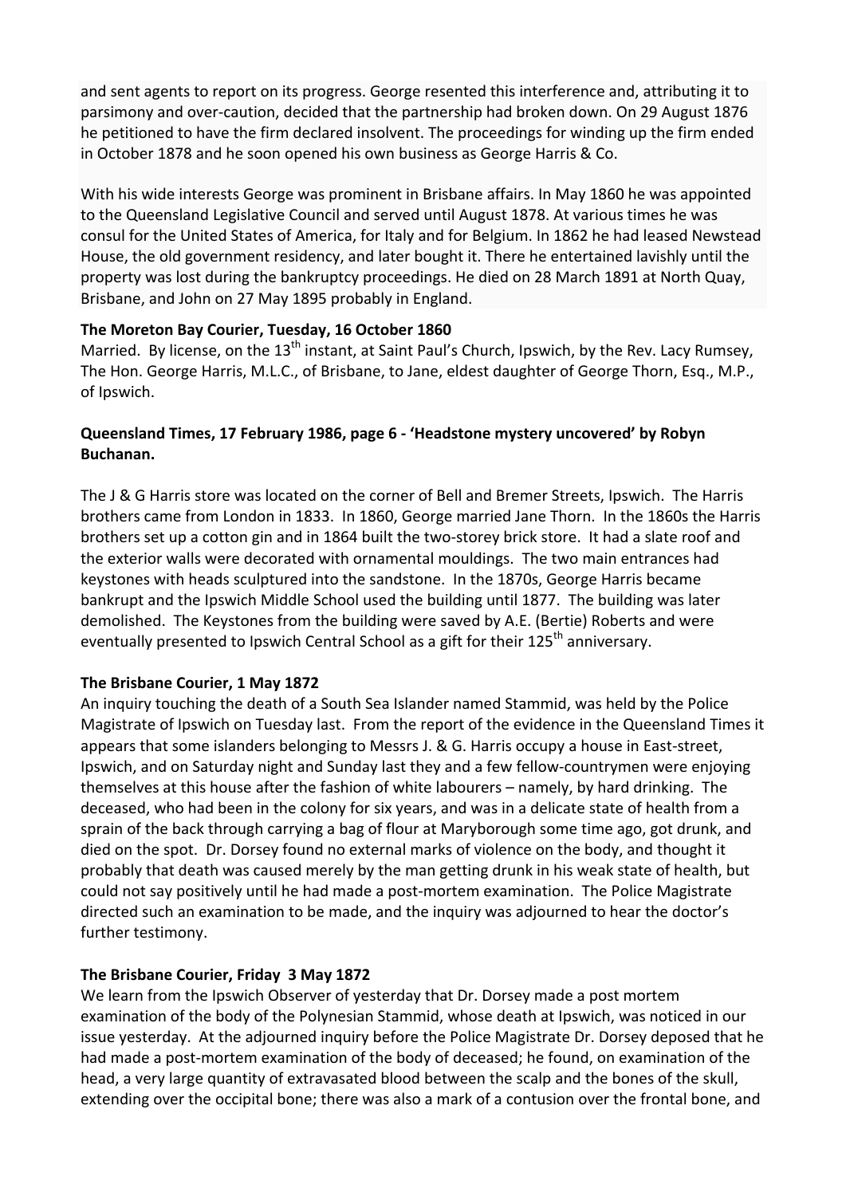and sent agents to report on its progress. George resented this interference and, attributing it to parsimony and over-caution, decided that the partnership had broken down. On 29 August 1876 he petitioned to have the firm declared insolvent. The proceedings for winding up the firm ended in October 1878 and he soon opened his own business as George Harris & Co.

With his wide interests George was prominent in Brisbane affairs. In May 1860 he was appointed to the Queensland Legislative Council and served until August 1878. At various times he was consul for the United States of America, for Italy and for Belgium. In 1862 he had leased Newstead House, the old government residency, and later bought it. There he entertained lavishly until the property was lost during the bankruptcy proceedings. He died on 28 March 1891 at North Quay, Brisbane, and John on 27 May 1895 probably in England.

**The Moreton Bay Courier, Tuesday, 16 October 1860**

Married. By license, on the 13th instant, at Saint Paul's Church, Ipswich, by the Rev. Lacy Rumsey, The Hon. George Harris, M.L.C., of Brisbane, to Jane, eldest daughter of George Thorn, Esq., M.P., of Ipswich.

**Queensland Times, 17 February 1986, page 6 - 'Headstone mystery uncovered' by Robyn Buchanan.**

The J & G Harris store was located on the corner of Bell and Bremer Streets, Ipswich. The Harris brothers came from London in 1833. In 1860, George married Jane Thorn. In the 1860s the Harris brothers set up a cotton gin and in 1864 built the two-storey brick store. It had a slate roof and the exterior walls were decorated with ornamental mouldings. The two main entrances had keystones with heads sculptured into the sandstone. In the 1870s, George Harris became bankrupt and the Ipswich Middle School used the building until 1877. The building was later demolished. The Keystones from the building were saved by A.E. (Bertie) Roberts and were eventually presented to Ipswich Central School as a gift for their 125th anniversary.

**The Brisbane Courier, 1 May 1872**

An inquiry touching the death of a South Sea Islander named Stammid, was held by the Police Magistrate of Ipswich on Tuesday last. From the report of the evidence in the Queensland Times it appears that some islanders belonging to Messrs J. & G. Harris occupy a house in East-street, Ipswich, and on Saturday night and Sunday last they and a few fellow-countrymen were enjoying themselves at this house after the fashion of white labourers – namely, by hard drinking. The deceased, who had been in the colony for six years, and was in a delicate state of health from a sprain of the back through carrying a bag of flour at Maryborough some time ago, got drunk, and died on the spot. Dr. Dorsey found no external marks of violence on the body, and thought it probably that death was caused merely by the man getting drunk in his weak state of health, but could not say positively until he had made a post-mortem examination. The Police Magistrate directed such an examination to be made, and the inquiry was adjourned to hear the doctor's further testimony.

**The Brisbane Courier, Friday 3 May 1872**

We learn from the Ipswich Observer of yesterday that Dr. Dorsey made a post mortem examination of the body of the Polynesian Stammid, whose death at Ipswich, was noticed in our issue yesterday. At the adjourned inquiry before the Police Magistrate Dr. Dorsey deposed that he had made a post-mortem examination of the body of deceased; he found, on examination of the head, a very large quantity of extravasated blood between the scalp and the bones of the skull, extending over the occipital bone; there was also a mark of a contusion over the frontal bone, and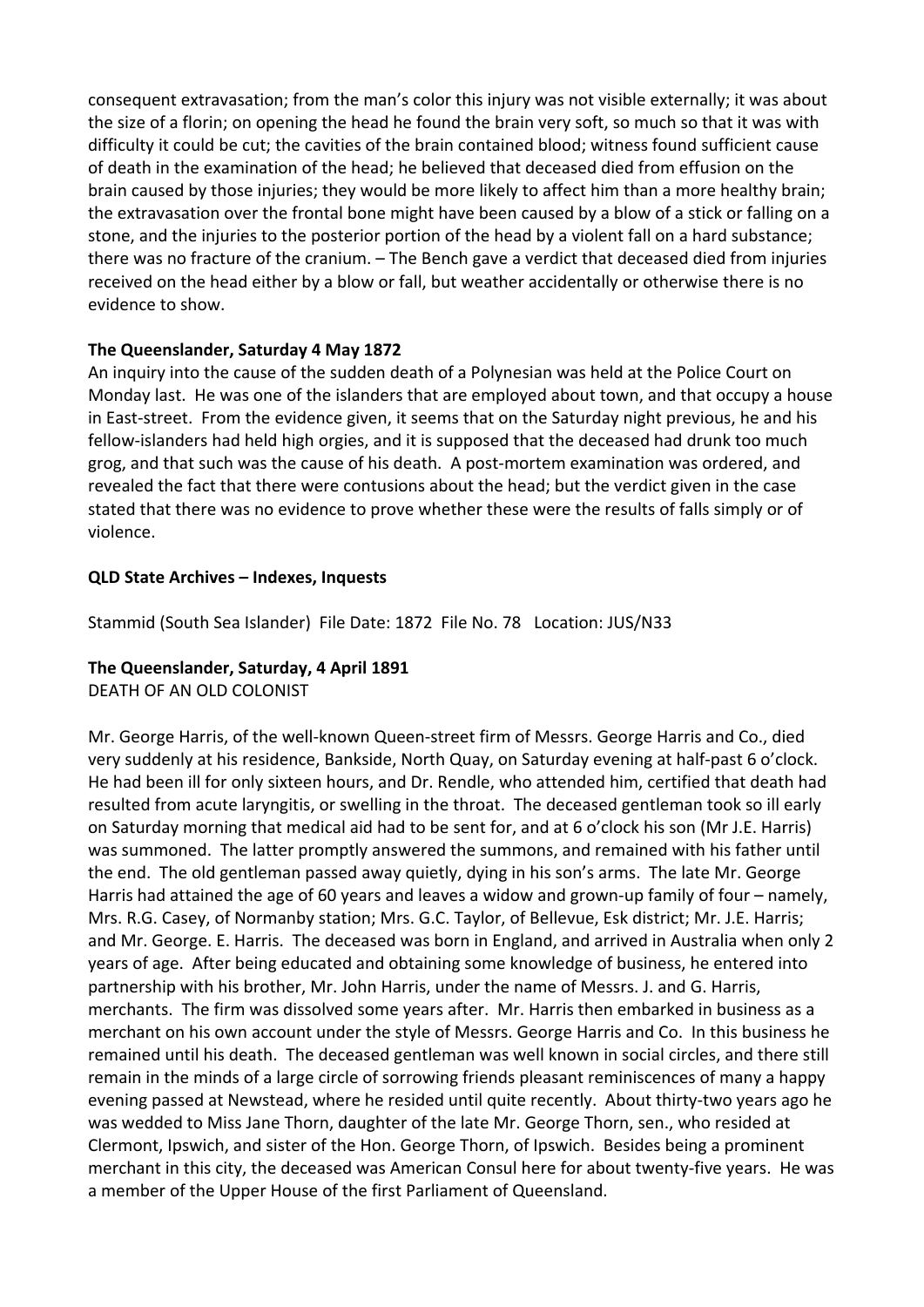consequent extravasation; from the man's color this injury was not visible externally; it was about the size of a florin; on opening the head he found the brain very soft, so much so that it was with difficulty it could be cut; the cavities of the brain contained blood; witness found sufficient cause of death in the examination of the head; he believed that deceased died from effusion on the brain caused by those injuries; they would be more likely to affect him than a more healthy brain; the extravasation over the frontal bone might have been caused by a blow of a stick or falling on a stone, and the injuries to the posterior portion of the head by a violent fall on a hard substance; there was no fracture of the cranium. – The Bench gave a verdict that deceased died from injuries received on the head either by a blow or fall, but weather accidentally or otherwise there is no evidence to show.

**The Queenslander, Saturday 4 May 1872**

An inquiry into the cause of the sudden death of a Polynesian was held at the Police Court on Monday last. He was one of the islanders that are employed about town, and that occupy a house in East-street. From the evidence given, it seems that on the Saturday night previous, he and his fellow-islanders had held high orgies, and it is supposed that the deceased had drunk too much grog, and that such was the cause of his death. A post-mortem examination was ordered, and revealed the fact that there were contusions about the head; but the verdict given in the case stated that there was no evidence to prove whether these were the results of falls simply or of violence.

**QLD State Archives – Indexes, Inquests**

Stammid (South Sea Islander) File Date: 1872 File No. 78 Location: JUS/N33

**The Queenslander, Saturday, 4 April 1891**

DEATH OF AN OLD COLONIST

Mr. George Harris, of the well-known Queen-street firm of Messrs. George Harris and Co., died very suddenly at his residence, Bankside, North Quay, on Saturday evening at half-past 6 o'clock. He had been ill for only sixteen hours, and Dr. Rendle, who attended him, certified that death had resulted from acute laryngitis, or swelling in the throat. The deceased gentleman took so ill early on Saturday morning that medical aid had to be sent for, and at 6 o'clock his son (Mr J.E. Harris) was summoned. The latter promptly answered the summons, and remained with his father until the end. The old gentleman passed away quietly, dying in his son's arms. The late Mr. George Harris had attained the age of 60 years and leaves a widow and grown-up family of four – namely, Mrs. R.G. Casey, of Normanby station; Mrs. G.C. Taylor, of Bellevue, Esk district; Mr. J.E. Harris; and Mr. George. E. Harris. The deceased was born in England, and arrived in Australia when only 2 years of age. After being educated and obtaining some knowledge of business, he entered into partnership with his brother, Mr. John Harris, under the name of Messrs. J. and G. Harris, merchants. The firm was dissolved some years after. Mr. Harris then embarked in business as a merchant on his own account under the style of Messrs. George Harris and Co. In this business he remained until his death. The deceased gentleman was well known in social circles, and there still remain in the minds of a large circle of sorrowing friends pleasant reminiscences of many a happy evening passed at Newstead, where he resided until quite recently. About thirty-two years ago he was wedded to Miss Jane Thorn, daughter of the late Mr. George Thorn, sen., who resided at Clermont, Ipswich, and sister of the Hon. George Thorn, of Ipswich. Besides being a prominent merchant in this city, the deceased was American Consul here for about twenty-five years. He was a member of the Upper House of the first Parliament of Queensland.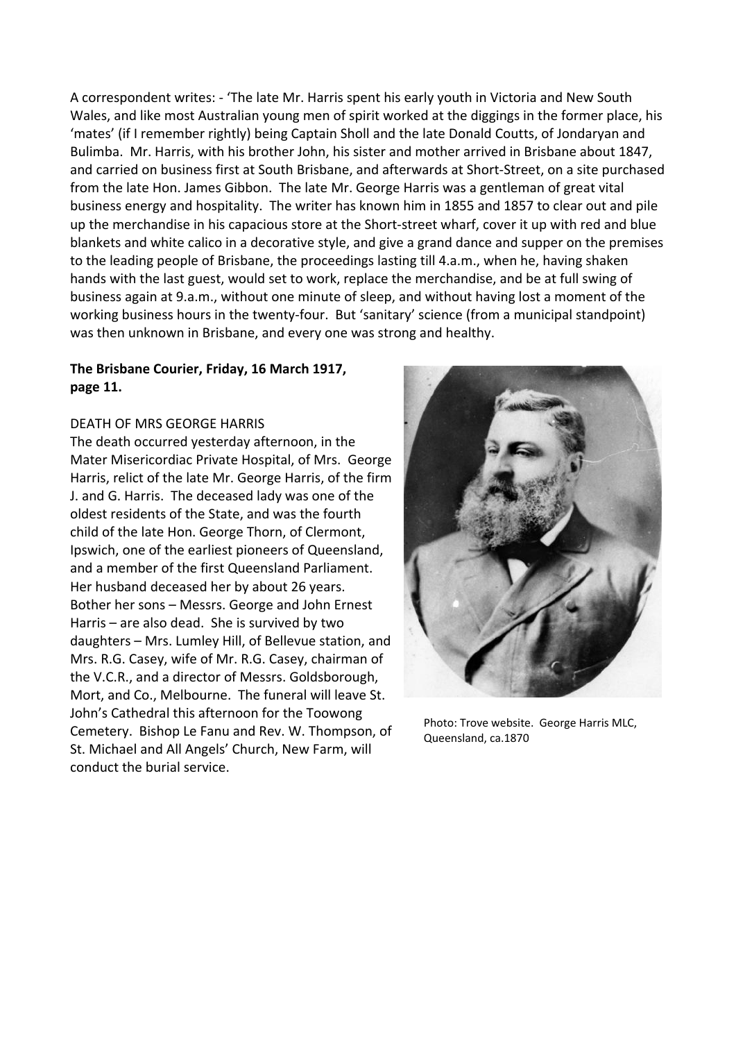A correspondent writes: - 'The late Mr. Harris spent his early youth in Victoria and New South Wales, and like most Australian young men of spirit worked at the diggings in the former place, his 'mates' (if I remember rightly) being Captain Sholl and the late Donald Coutts, of Jondaryan and Bulimba. Mr. Harris, with his brother John, his sister and mother arrived in Brisbane about 1847, and carried on business first at South Brisbane, and afterwards at Short-Street, on a site purchased from the late Hon. James Gibbon. The late Mr. George Harris was a gentleman of great vital business energy and hospitality. The writer has known him in 1855 and 1857 to clear out and pile up the merchandise in his capacious store at the Short-street wharf, cover it up with red and blue blankets and white calico in a decorative style, and give a grand dance and supper on the premises to the leading people of Brisbane, the proceedings lasting till 4.a.m., when he, having shaken hands with the last guest, would set to work, replace the merchandise, and be at full swing of business again at 9.a.m., without one minute of sleep, and without having lost a moment of the working business hours in the twenty-four. But 'sanitary' science (from a municipal standpoint) was then unknown in Brisbane, and every one was strong and healthy.

**The Brisbane Courier, Friday, 16 March 1917, page 11.**

DEATH OF MRS GEORGE HARRIS

The death occurred yesterday afternoon, in the Mater Misericordiae Private Hospital, of Mrs. George Harris, relict of the late Mr. George Harris, of the firm J. and G. Harris. The deceased lady was one of the oldest residents of the State, and was the fourth child of the late Hon. George Thorn, of Clermont, Ipswich, one of the earliest pioneers of Queensland, and a member of the first Queensland Parliament. Her husband deceased her by about 26 years. Bother her sons – Messrs. George and John Ernest Harris – are also dead. She is survived by two daughters – Mrs. Lumley Hill, of Bellevue station, and Mrs. R.G. Casey, wife of Mr. R.G. Casey, chairman of the V.C.R., and a director of Messrs. Goldsborough, Mort, and Co., Melbourne. The funeral will leave St. John's Cathedral this afternoon for the Toowong Cemetery. Bishop Le Fanu and Rev. W. Thompson, of St. Michael and All Angels' Church, New Farm, will conduct the burial service.

Photo: Trove website. George Harris MLC, Queensland, ca.1870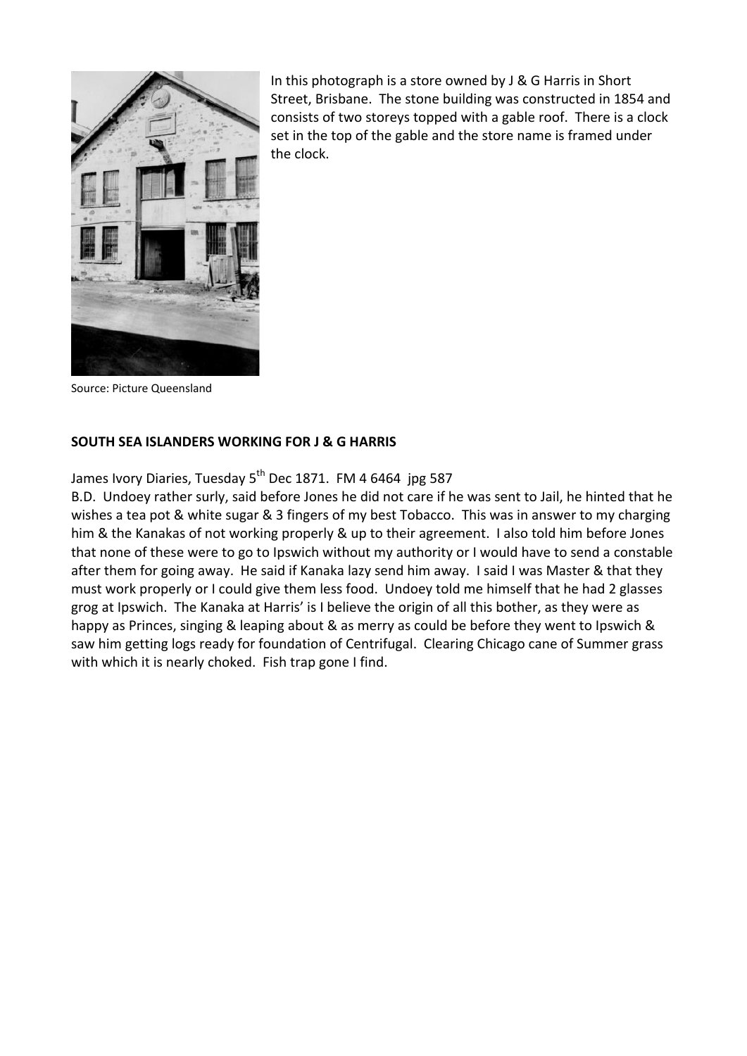In this photograph is a store owned by J & G Harris in Short Street, Brisbane. The stone building was constructed in 1854 and consists of two storeys topped with a gable roof. There is a clock set in the top of the gable and the store name is framed under the clock.

Source: Picture Queensland

**SOUTH SEA ISLANDERS WORKING FOR J & G HARRIS**

James Ivory Diaries, Tuesday 5th Dec 1871. FM 4 6464 jpg 587

B.D. Undoey rather surly, said before Jones he did not care if he was sent to Jail, he hinted that he wishes a tea pot & white sugar & 3 fingers of my best Tobacco. This was in answer to my charging him & the Kanakas of not working properly & up to their agreement. I also told him before Jones that none of these were to go to Ipswich without my authority or I would have to send a constable after them for going away. He said if Kanaka lazy send him away. I said I was Master & that they must work properly or I could give them less food. Undoey told me himself that he had 2 glasses grog at Ipswich. The Kanaka at Harris' is I believe the origin of all this bother, as they were as happy as Princes, singing & leaping about & as merry as could be before they went to Ipswich & saw him getting logs ready for foundation of Centrifugal. Clearing Chicago cane of Summer grass with which it is nearly choked. Fish trap gone I find.